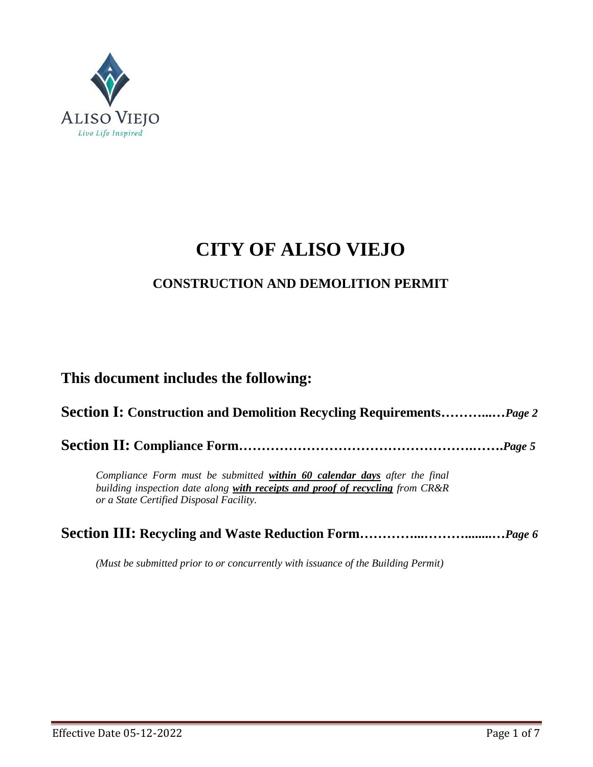# CITY OF ALISO VIEJO

## CONSTRUCTION AND DEMOLITION PERMIT

## This document includes the following:

**Section I: Construction and Demolition Recycling Requirements…………..…*Page 2***

**Section II: Compliance Form………………………………………………….…….*Page 5***

*Compliance Form must be submitted* ***within 60 calendar days*** *after the final building inspection date along* ***with receipts and proof of recycling*** *from CR&R or a State Certified Disposal Facility.*

**Section III: Recycling and Waste Reduction Form…………...……….........…*Page 6***

*(Must be submitted prior to or concurrently with issuance of the Building Permit)*

Effective Date 05-12-2022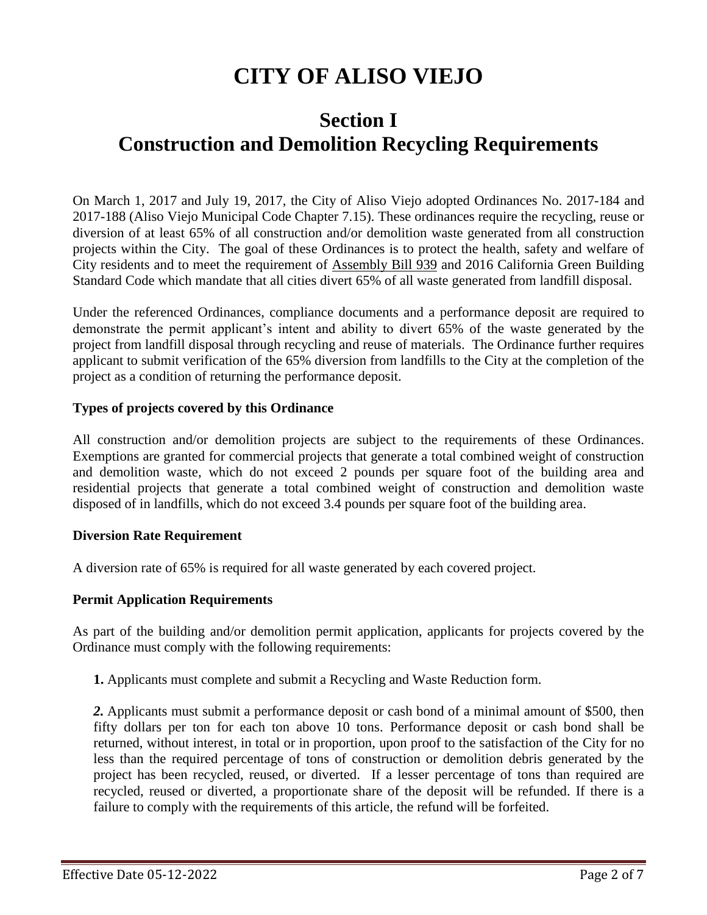# CITY OF ALISO VIEJO

## Section I
## Construction and Demolition Recycling Requirements

On March 1, 2017 and July 19, 2017, the City of Aliso Viejo adopted Ordinances No. 2017-184 and 2017-188 (Aliso Viejo Municipal Code Chapter 7.15). These ordinances require the recycling, reuse or diversion of at least 65% of all construction and/or demolition waste generated from all construction projects within the City. The goal of these Ordinances is to protect the health, safety and welfare of City residents and to meet the requirement of Assembly Bill 939 and 2016 California Green Building Standard Code which mandate that all cities divert 65% of all waste generated from landfill disposal.

Under the referenced Ordinances, compliance documents and a performance deposit are required to demonstrate the permit applicant's intent and ability to divert 65% of the waste generated by the project from landfill disposal through recycling and reuse of materials. The Ordinance further requires applicant to submit verification of the 65% diversion from landfills to the City at the completion of the project as a condition of returning the performance deposit.

**Types of projects covered by this Ordinance**

All construction and/or demolition projects are subject to the requirements of these Ordinances. Exemptions are granted for commercial projects that generate a total combined weight of construction and demolition waste, which do not exceed 2 pounds per square foot of the building area and residential projects that generate a total combined weight of construction and demolition waste disposed of in landfills, which do not exceed 3.4 pounds per square foot of the building area.

**Diversion Rate Requirement**

A diversion rate of 65% is required for all waste generated by each covered project.

**Permit Application Requirements**

As part of the building and/or demolition permit application, applicants for projects covered by the Ordinance must comply with the following requirements:

**1.** Applicants must complete and submit a Recycling and Waste Reduction form.

***2.*** Applicants must submit a performance deposit or cash bond of a minimal amount of $500, then fifty dollars per ton for each ton above 10 tons. Performance deposit or cash bond shall be returned, without interest, in total or in proportion, upon proof to the satisfaction of the City for no less than the required percentage of tons of construction or demolition debris generated by the project has been recycled, reused, or diverted. If a lesser percentage of tons than required are recycled, reused or diverted, a proportionate share of the deposit will be refunded. If there is a failure to comply with the requirements of this article, the refund will be forfeited.

Effective Date 05-12-2022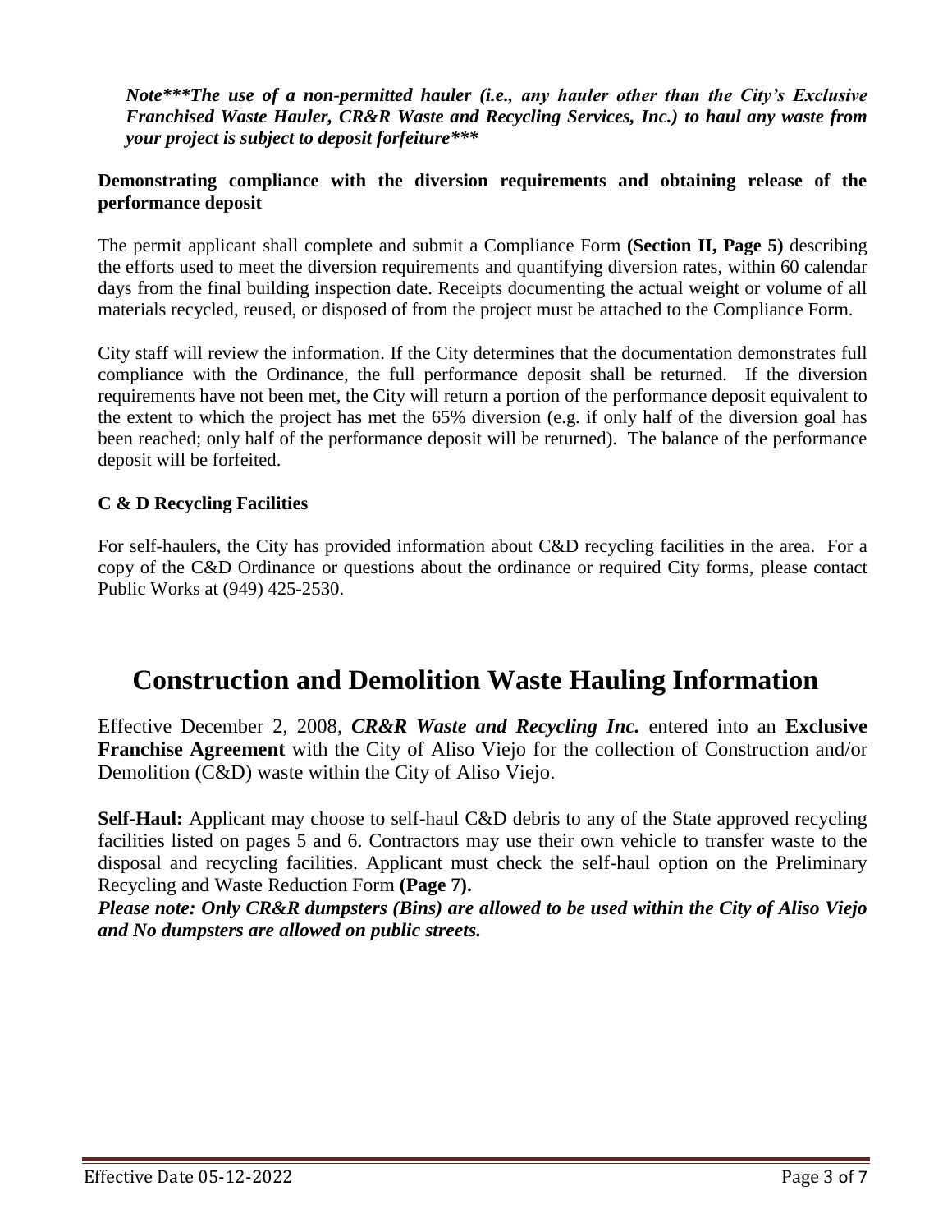***Note\*\*\*The use of a non-permitted hauler (i.e., any hauler other than the City's Exclusive Franchised Waste Hauler, CR&R Waste and Recycling Services, Inc.) to haul any waste from your project is subject to deposit forfeiture\*\*\****

**Demonstrating compliance with the diversion requirements and obtaining release of the performance deposit**

The permit applicant shall complete and submit a Compliance Form **(Section II, Page 5)** describing the efforts used to meet the diversion requirements and quantifying diversion rates, within 60 calendar days from the final building inspection date. Receipts documenting the actual weight or volume of all materials recycled, reused, or disposed of from the project must be attached to the Compliance Form.

City staff will review the information. If the City determines that the documentation demonstrates full compliance with the Ordinance, the full performance deposit shall be returned. If the diversion requirements have not been met, the City will return a portion of the performance deposit equivalent to the extent to which the project has met the 65% diversion (e.g. if only half of the diversion goal has been reached; only half of the performance deposit will be returned). The balance of the performance deposit will be forfeited.

**C & D Recycling Facilities**

For self-haulers, the City has provided information about C&D recycling facilities in the area. For a copy of the C&D Ordinance or questions about the ordinance or required City forms, please contact Public Works at (949) 425-2530.

# Construction and Demolition Waste Hauling Information

Effective December 2, 2008, ***CR&R Waste and Recycling Inc.*** entered into an **Exclusive Franchise Agreement** with the City of Aliso Viejo for the collection of Construction and/or Demolition (C&D) waste within the City of Aliso Viejo.

**Self-Haul:** Applicant may choose to self-haul C&D debris to any of the State approved recycling facilities listed on pages 5 and 6. Contractors may use their own vehicle to transfer waste to the disposal and recycling facilities. Applicant must check the self-haul option on the Preliminary Recycling and Waste Reduction Form **(Page 7).**

***Please note: Only CR&R dumpsters (Bins) are allowed to be used within the City of Aliso Viejo and No dumpsters are allowed on public streets.***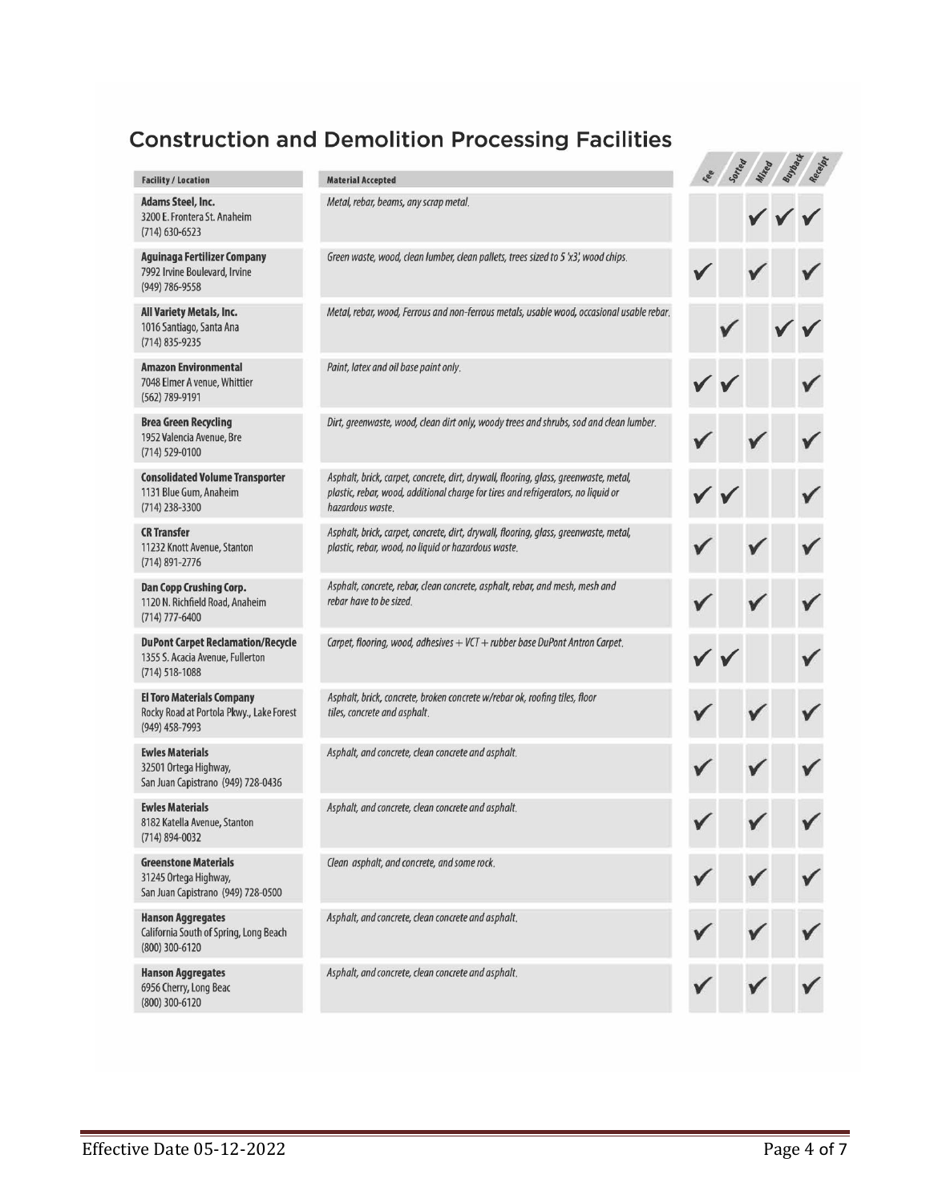## Construction and Demolition Processing Facilities

| Facility / Location | Material Accepted | Fee | Sorted | Mixed | Buyback | Receipt |
|---|---|---|---|---|---|---|
| **Adams Steel, Inc.** 3200 E. Frontera St. Anaheim (714) 630-6523 | *Metal, rebar, beams, any scrap metal.* | | | ✓ | ✓ | ✓ |
| **Aguinaga Fertilizer Company** 7992 Irvine Boulevard, Irvine (949) 786-9558 | *Green waste, wood, clean lumber, clean pallets, trees sized to 5'x3', wood chips.* | ✓ | | ✓ | | ✓ |
| **All Variety Metals, Inc.** 1016 Santiago, Santa Ana (714) 835-9235 | *Metal, rebar, wood, Ferrous and non-ferrous metals, usable wood, occasional usable rebar.* | | ✓ | | ✓ | ✓ |
| **Amazon Environmental** 7048 Elmer A venue, Whittier (562) 789-9191 | *Paint, latex and oil base paint only.* | ✓ | ✓ | | | ✓ |
| **Brea Green Recycling** 1952 Valencia Avenue, Bre (714) 529-0100 | *Dirt, greenwaste, wood, clean dirt only, woody trees and shrubs, sod and clean lumber.* | ✓ | | ✓ | | ✓ |
| **Consolidated Volume Transporter** 1131 Blue Gum, Anaheim (714) 238-3300 | *Asphalt, brick, carpet, concrete, dirt, drywall, flooring, glass, greenwaste, metal, plastic, rebar, wood, additional charge for tires and refrigerators, no liquid or hazardous waste.* | ✓ | ✓ | | | ✓ |
| **CR Transfer** 11232 Knott Avenue, Stanton (714) 891-2776 | *Asphalt, brick, carpet, concrete, dirt, drywall, flooring, glass, greenwaste, metal, plastic, rebar, wood, no liquid or hazardous waste.* | ✓ | | ✓ | | ✓ |
| **Dan Copp Crushing Corp.** 1120 N. Richfield Road, Anaheim (714) 777-6400 | *Asphalt, concrete, rebar, clean concrete, asphalt, rebar, and mesh, mesh and rebar have to be sized.* | ✓ | | ✓ | | ✓ |
| **DuPont Carpet Reclamation/Recycle** 1355 S. Acacia Avenue, Fullerton (714) 518-1088 | *Carpet, flooring, wood, adhesives + VCT + rubber base DuPont Antron Carpet.* | ✓ | ✓ | | | ✓ |
| **El Toro Materials Company** Rocky Road at Portola Pkwy., Lake Forest (949) 458-7993 | *Asphalt, brick, concrete, broken concrete w/rebar ok, roofing tiles, floor tiles, concrete and asphalt.* | ✓ | | ✓ | | ✓ |
| **Ewles Materials** 32501 Ortega Highway, San Juan Capistrano (949) 728-0436 | *Asphalt, and concrete, clean concrete and asphalt.* | ✓ | | ✓ | | ✓ |
| **Ewles Materials** 8182 Katella Avenue, Stanton (714) 894-0032 | *Asphalt, and concrete, clean concrete and asphalt.* | ✓ | | ✓ | | ✓ |
| **Greenstone Materials** 31245 Ortega Highway, San Juan Capistrano (949) 728-0500 | *Clean asphalt, and concrete, and some rock.* | ✓ | | ✓ | | ✓ |
| **Hanson Aggregates** California South of Spring, Long Beach (800) 300-6120 | *Asphalt, and concrete, clean concrete and asphalt.* | ✓ | | ✓ | | ✓ |
| **Hanson Aggregates** 6956 Cherry, Long Beac (800) 300-6120 | *Asphalt, and concrete, clean concrete and asphalt.* | ✓ | | ✓ | | ✓ |

Effective Date 05-12-2022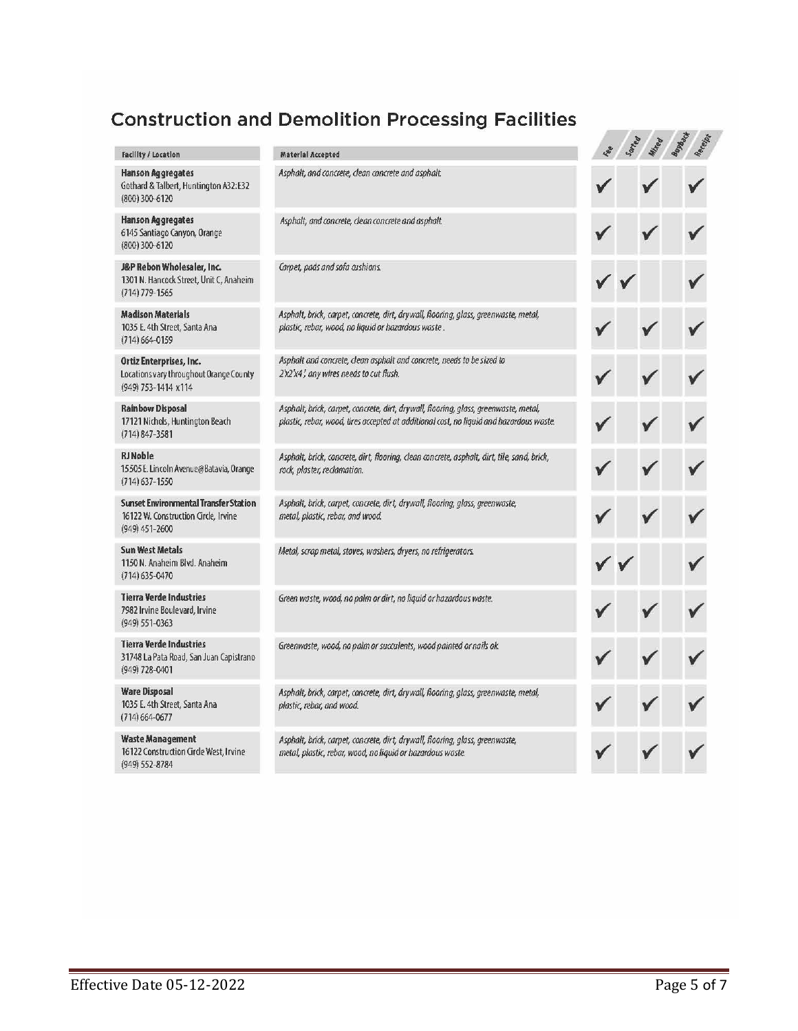## Construction and Demolition Processing Facilities

| Facility / Location | Material Accepted | Fee | Sorted | Mixed | Buyback | Receipt |
|---|---|---|---|---|---|---|
| **Hanson Aggregates** Gothard & Talbert, Huntington A32:E32 (800) 300-6120 | *Asphalt, and concrete, clean concrete and asphalt.* | ✓ | | ✓ | | ✓ |
| **Hanson Aggregates** 6145 Santiago Canyon, Orange (800) 300-6120 | *Asphalt, and concrete, clean concrete and asphalt.* | ✓ | | ✓ | | ✓ |
| **J&P Rebon Wholesaler, Inc.** 1301 N. Hancock Street, Unit C, Anaheim (714) 779-1565 | *Carpet, pads and sofa cushions.* | ✓ | ✓ | | | ✓ |
| **Madison Materials** 1035 E. 4th Street, Santa Ana (714) 664-0159 | *Asphalt, brick, carpet, concrete, dirt, drywall, flooring, glass, greenwaste, metal, plastic, rebar, wood, no liquid or hazardous waste .* | ✓ | | ✓ | | ✓ |
| **Ortiz Enterprises, Inc.** Locations vary throughout Orange County (949) 753-1414 x114 | *Asphalt and concrete, clean asphalt and concrete, needs to be sized to 2'x2'x4', any wires needs to cut flush.* | ✓ | | ✓ | | ✓ |
| **Rainbow Disposal** 17121 Nichols, Huntington Beach (714) 847-3581 | *Asphalt, brick, carpet, concrete, dirt, drywall, flooring, glass, greenwaste, metal, plastic, rebar, wood, tires accepted at additional cost, no liquid and hazardous waste.* | ✓ | | ✓ | | ✓ |
| **RJ Noble** 15505 E. Lincoln Avenue@Batavia, Orange (714) 637-1550 | *Asphalt, brick, concrete, dirt, flooring, clean concrete, asphalt, dirt, tile, sand, brick, rock, plaster, reclamation.* | ✓ | | ✓ | | ✓ |
| **Sunset Environmental Transfer Station** 16122 W. Construction Circle, Irvine (949) 451-2600 | *Asphalt, brick, carpet, concrete, dirt, drywall, flooring, glass, greenwaste, metal, plastic, rebar, and wood.* | ✓ | | ✓ | | ✓ |
| **Sun West Metals** 1150 N. Anaheim Blvd. Anaheim (714) 635-0470 | *Metal, scrap metal, stoves, washers, dryers, no refrigerators.* | ✓ | ✓ | | | ✓ |
| **Tierra Verde Industries** 7982 Irvine Boulevard, Irvine (949) 551-0363 | *Green waste, wood, no palm or dirt, no liquid or hazardous waste.* | ✓ | | ✓ | | ✓ |
| **Tierra Verde Industries** 31748 La Pata Road, San Juan Capistrano (949) 728-0401 | *Greenwaste, wood, no palm or succulents, wood painted or nails ok.* | ✓ | | ✓ | | ✓ |
| **Ware Disposal** 1035 E. 4th Street, Santa Ana (714) 664-0677 | *Asphalt, brick, carpet, concrete, dirt, drywall, flooring, glass, greenwaste, metal, plastic, rebar, and wood.* | ✓ | | ✓ | | ✓ |
| **Waste Management** 16122 Construction Circle West, Irvine (949) 552-8784 | *Asphalt, brick, carpet, concrete, dirt, drywall, flooring, glass, greenwaste, metal, plastic, rebar, wood, no liquid or hazardous waste.* | ✓ | | ✓ | | ✓ |

Effective Date 05-12-2022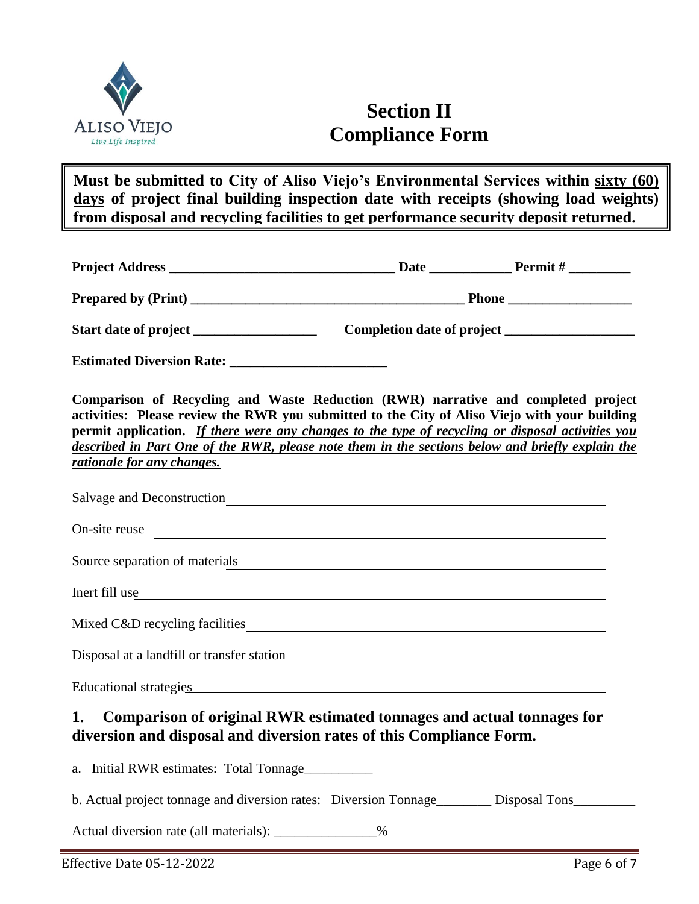# Section II
# Compliance Form

**Must be submitted to City of Aliso Viejo's Environmental Services within <u>sixty (60) days</u> of project final building inspection date with receipts (showing load weights) from disposal and recycling facilities to get performance security deposit returned.**

**Project Address** ______________________________ **Date** ___________ **Permit #** _________

**Prepared by (Print)** ____________________________________ **Phone** _________________

**Start date of project** _________________ **Completion date of project** __________________

**Estimated Diversion Rate:** ______________________

**Comparison of Recycling and Waste Reduction (RWR) narrative and completed project activities: Please review the RWR you submitted to the City of Aliso Viejo with your building permit application.** ***<u>If there were any changes to the type of recycling or disposal activities you described in Part One of the RWR, please note them in the sections below and briefly explain the rationale for any changes.</u>***

Salvage and Deconstruction ____________________________________________

On-site reuse ____________________________________________

Source separation of materials ____________________________________________

Inert fill use ____________________________________________

Mixed C&D recycling facilities ____________________________________________

Disposal at a landfill or transfer station ____________________________________________

Educational strategies ____________________________________________

## 1. Comparison of original RWR estimated tonnages and actual tonnages for diversion and disposal and diversion rates of this Compliance Form.

a. Initial RWR estimates: Total Tonnage__________

b. Actual project tonnage and diversion rates: Diversion Tonnage________ Disposal Tons_________

Actual diversion rate (all materials): _______________%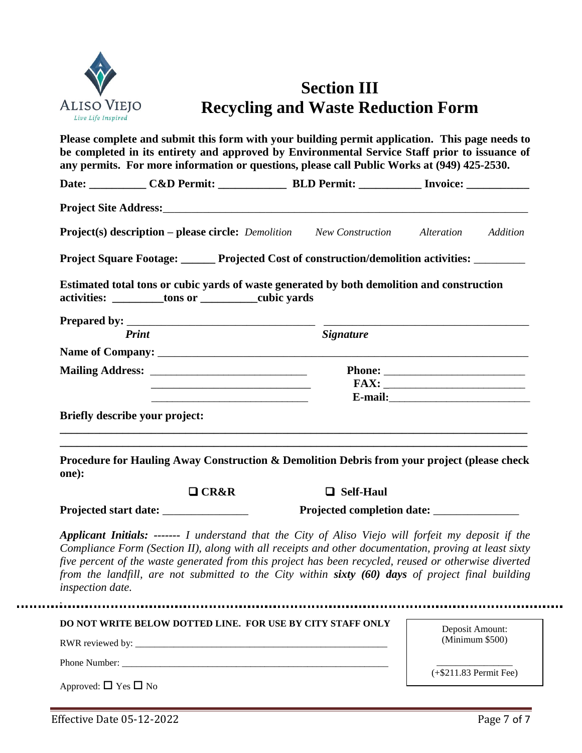ALISO VIEJO
*Live Life Inspired*

# Section III
# Recycling and Waste Reduction Form

**Please complete and submit this form with your building permit application. This page needs to be completed in its entirety and approved by Environmental Service Staff prior to issuance of any permits. For more information or questions, please call Public Works at (949) 425-2530.**

**Date:** __________ **C&D Permit:** ____________ **BLD Permit:** ___________ **Invoice:** ___________

**Project Site Address:**___________________________________________________________________

**Project(s) description – please circle:** *Demolition* *New Construction* *Alteration* *Addition*

**Project Square Footage:** ______ **Projected Cost of construction/demolition activities:** _________

**Estimated total tons or cubic yards of waste generated by both demolition and construction activities:** _________**tons or** __________**cubic yards**

**Prepared by:** __________________________________ _____________________________________

*Print* *Signature*

**Name of Company:** _____________________________________________________________________

**Mailing Address:** ____________________________ **Phone:** _________________________

____________________________ **FAX:** _________________________

____________________________ **E-mail:**_________________________

**Briefly describe your project:**

_____________________________________________________________________________________

_____________________________________________________________________________________

**Procedure for Hauling Away Construction & Demolition Debris from your project (please check one):**

☐ **CR&R** ☐ **Self-Haul**

**Projected start date:** _______________ **Projected completion date:** _______________

***Applicant Initials:*** *------- I understand that the City of Aliso Viejo will forfeit my deposit if the Compliance Form (Section II), along with all receipts and other documentation, proving at least sixty five percent of the waste generated from this project has been recycled, reused or otherwise diverted from the landfill, are not submitted to the City within* ***sixty (60) days*** *of project final building inspection date.*

---

**DO NOT WRITE BELOW DOTTED LINE. FOR USE BY CITY STAFF ONLY**

RWR reviewed by: _______________________________________________________

Phone Number: _________________________________________________________

Approved: ☐ Yes ☐ No

Deposit Amount:
(Minimum $500)

_______________
(+$211.83 Permit Fee)

Effective Date 05-12-2022